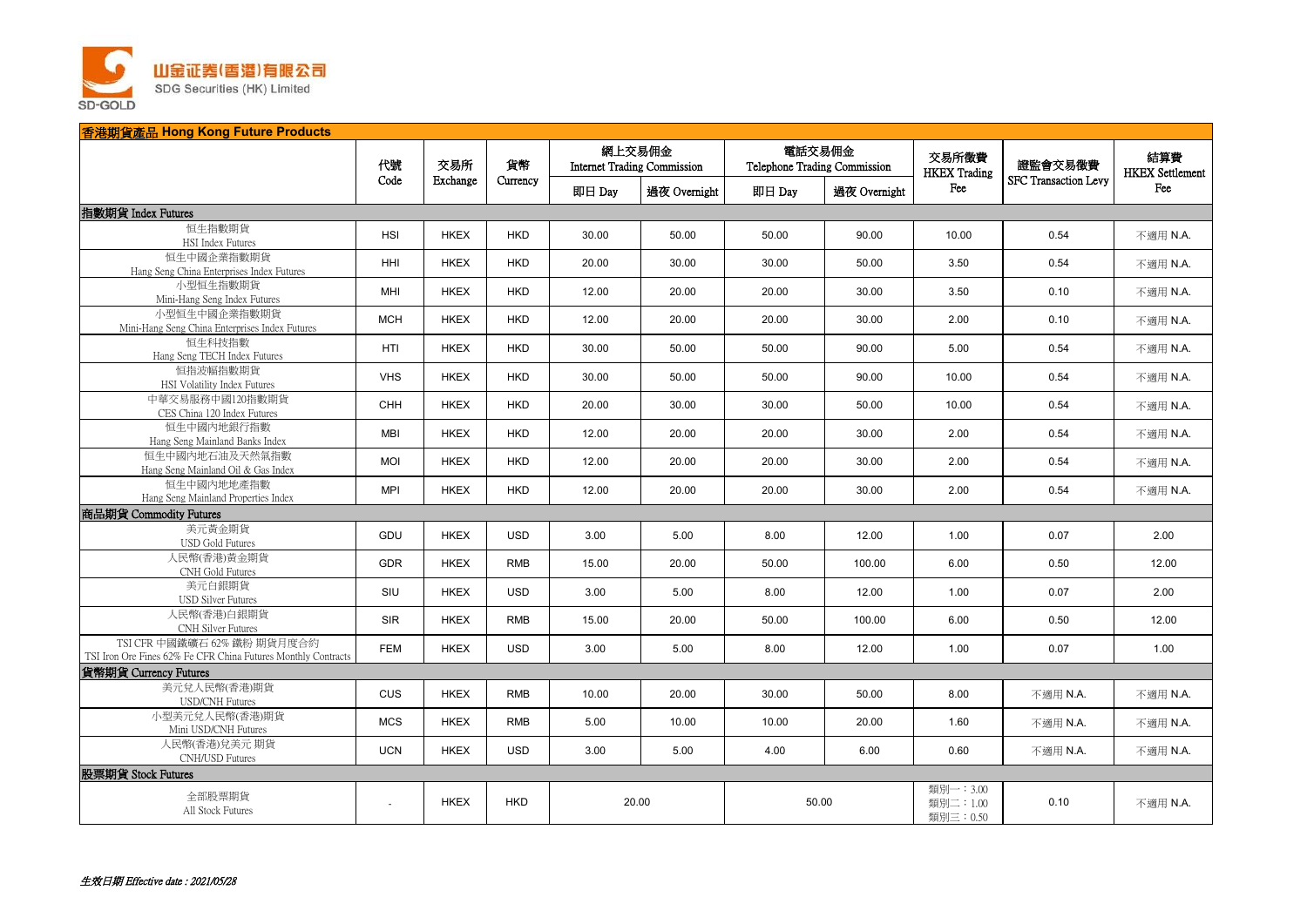山金证券(香港)有限公司
SDG Securities (HK) Limited

## 香港期貨產品 Hong Kong Future Products

| | 代號 Code | 交易所 Exchange | 貨幣 Currency | 網上交易佣金 Internet Trading Commission | | 電話交易佣金 Telephone Trading Commission | | 交易所徵費 HKEX Trading Fee | 證監會交易徵費 SFC Transaction Levy | 結算費 HKEX Settlement Fee |
|---|---|---|---|---|---|---|---|---|---|---|
| | | | | 即日 Day | 過夜 Overnight | 即日 Day | 過夜 Overnight | | | |
| **指數期貨 Index Futures** | | | | | | | | | | |
| 恒生指數期貨 HSI Index Futures | HSI | HKEX | HKD | 30.00 | 50.00 | 50.00 | 90.00 | 10.00 | 0.54 | 不適用 N.A. |
| 恒生中國企業指數期貨 Hang Seng China Enterprises Index Futures | HHI | HKEX | HKD | 20.00 | 30.00 | 30.00 | 50.00 | 3.50 | 0.54 | 不適用 N.A. |
| 小型恒生指數期貨 Mini-Hang Seng Index Futures | MHI | HKEX | HKD | 12.00 | 20.00 | 20.00 | 30.00 | 3.50 | 0.10 | 不適用 N.A. |
| 小型恒生中國企業指數期貨 Mini-Hang Seng China Enterprises Index Futures | MCH | HKEX | HKD | 12.00 | 20.00 | 20.00 | 30.00 | 2.00 | 0.10 | 不適用 N.A. |
| 恒生科技指數 Hang Seng TECH Index Futures | HTI | HKEX | HKD | 30.00 | 50.00 | 50.00 | 90.00 | 5.00 | 0.54 | 不適用 N.A. |
| 恒指波幅指數期貨 HSI Volatility Index Futures | VHS | HKEX | HKD | 30.00 | 50.00 | 50.00 | 90.00 | 10.00 | 0.54 | 不適用 N.A. |
| 中華交易服務中國120指數期貨 CES China 120 Index Futures | CHH | HKEX | HKD | 20.00 | 30.00 | 30.00 | 50.00 | 10.00 | 0.54 | 不適用 N.A. |
| 恒生中國內地銀行指數 Hang Seng Mainland Banks Index | MBI | HKEX | HKD | 12.00 | 20.00 | 20.00 | 30.00 | 2.00 | 0.54 | 不適用 N.A. |
| 恒生中國內地石油及天然氣指數 Hang Seng Mainland Oil & Gas Index | MOI | HKEX | HKD | 12.00 | 20.00 | 20.00 | 30.00 | 2.00 | 0.54 | 不適用 N.A. |
| 恒生中國內地地產指數 Hang Seng Mainland Properties Index | MPI | HKEX | HKD | 12.00 | 20.00 | 20.00 | 30.00 | 2.00 | 0.54 | 不適用 N.A. |
| **商品期貨 Commodity Futures** | | | | | | | | | | |
| 美元黃金期貨 USD Gold Futures | GDU | HKEX | USD | 3.00 | 5.00 | 8.00 | 12.00 | 1.00 | 0.07 | 2.00 |
| 人民幣(香港)黃金期貨 CNH Gold Futures | GDR | HKEX | RMB | 15.00 | 20.00 | 50.00 | 100.00 | 6.00 | 0.50 | 12.00 |
| 美元白銀期貨 USD Silver Futures | SIU | HKEX | USD | 3.00 | 5.00 | 8.00 | 12.00 | 1.00 | 0.07 | 2.00 |
| 人民幣(香港)白銀期貨 CNH Silver Futures | SIR | HKEX | RMB | 15.00 | 20.00 | 50.00 | 100.00 | 6.00 | 0.50 | 12.00 |
| TSI CFR 中國鐵礦石 62% 鐵粉 期貨月度合約 TSI Iron Ore Fines 62% Fe CFR China Futures Monthly Contracts | FEM | HKEX | USD | 3.00 | 5.00 | 8.00 | 12.00 | 1.00 | 0.07 | 1.00 |
| **貨幣期貨 Currency Futures** | | | | | | | | | | |
| 美元兌人民幣(香港)期貨 USD/CNH Futures | CUS | HKEX | RMB | 10.00 | 20.00 | 30.00 | 50.00 | 8.00 | 不適用 N.A. | 不適用 N.A. |
| 小型美元兌人民幣(香港)期貨 Mini USD/CNH Futures | MCS | HKEX | RMB | 5.00 | 10.00 | 10.00 | 20.00 | 1.60 | 不適用 N.A. | 不適用 N.A. |
| 人民幣(香港)兌美元 期貨 CNH/USD Futures | UCN | HKEX | USD | 3.00 | 5.00 | 4.00 | 6.00 | 0.60 | 不適用 N.A. | 不適用 N.A. |
| **股票期貨 Stock Futures** | | | | | | | | | | |
| 全部股票期貨 All Stock Futures | - | HKEX | HKD | 20.00 | | 50.00 | | 類別一：3.00 類別二：1.00 類別三：0.50 | 0.10 | 不適用 N.A. |

*生效日期 Effective date : 2021/05/28*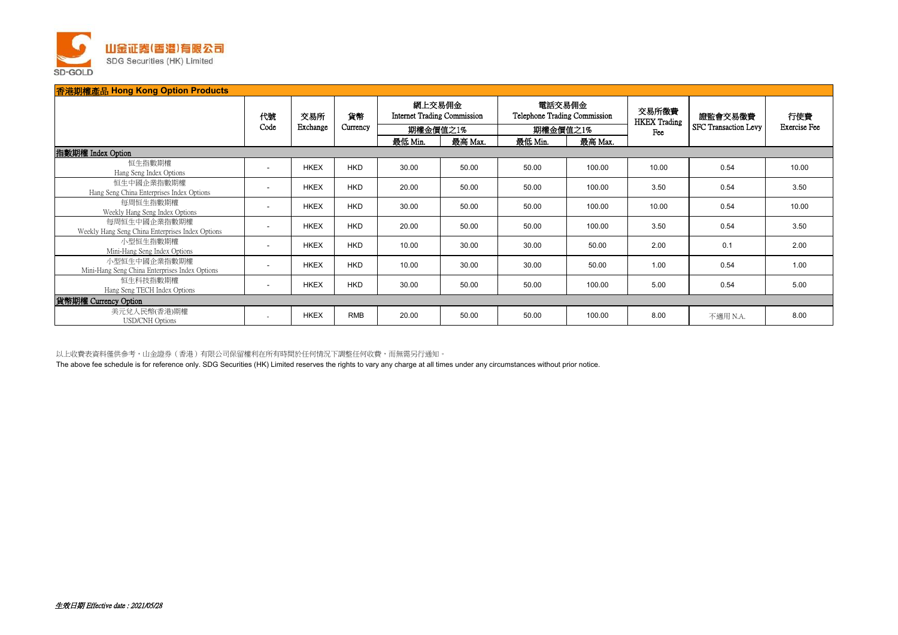山金证券(香港)有限公司
SDG Securities (HK) Limited

## 香港期權產品 Hong Kong Option Products

| | 代號 Code | 交易所 Exchange | 貨幣 Currency | 網上交易佣金 Internet Trading Commission 期權金價值之1% | | 電話交易佣金 Telephone Trading Commission 期權金價值之1% | | 交易所徵費 HKEX Trading Fee | 證監會交易徵費 SFC Transaction Levy | 行使費 Exercise Fee |
|---|---|---|---|---|---|---|---|---|---|---|
| | | | | 最低 Min. | 最高 Max. | 最低 Min. | 最高 Max. | | | |
| **指數期權 Index Option** | | | | | | | | | | |
| 恒生指數期權 Hang Seng Index Options | - | HKEX | HKD | 30.00 | 50.00 | 50.00 | 100.00 | 10.00 | 0.54 | 10.00 |
| 恒生中國企業指數期權 Hang Seng China Enterprises Index Options | - | HKEX | HKD | 20.00 | 50.00 | 50.00 | 100.00 | 3.50 | 0.54 | 3.50 |
| 每周恒生指數期權 Weekly Hang Seng Index Options | - | HKEX | HKD | 30.00 | 50.00 | 50.00 | 100.00 | 10.00 | 0.54 | 10.00 |
| 每周恒生中國企業指數期權 Weekly Hang Seng China Enterprises Index Options | - | HKEX | HKD | 20.00 | 50.00 | 50.00 | 100.00 | 3.50 | 0.54 | 3.50 |
| 小型恒生指數期權 Mini-Hang Seng Index Options | - | HKEX | HKD | 10.00 | 30.00 | 30.00 | 50.00 | 2.00 | 0.1 | 2.00 |
| 小型恒生中國企業指數期權 Mini-Hang Seng China Enterprises Index Options | - | HKEX | HKD | 10.00 | 30.00 | 30.00 | 50.00 | 1.00 | 0.54 | 1.00 |
| 恒生科技指數期權 Hang Seng TECH Index Options | - | HKEX | HKD | 30.00 | 50.00 | 50.00 | 100.00 | 5.00 | 0.54 | 5.00 |
| **貨幣期權 Currency Option** | | | | | | | | | | |
| 美元兌人民幣(香港)期權 USD/CNH Options | - | HKEX | RMB | 20.00 | 50.00 | 50.00 | 100.00 | 8.00 | 不適用 N.A. | 8.00 |

以上收費表資料僅供參考，山金證券（香港）有限公司保留權利在所有時間於任何情況下調整任何收費，而無需另行通知。

The above fee schedule is for reference only. SDG Securities (HK) Limited reserves the rights to vary any charge at all times under any circumstances without prior notice.

*生效日期 Effective date : 2021/05/28*